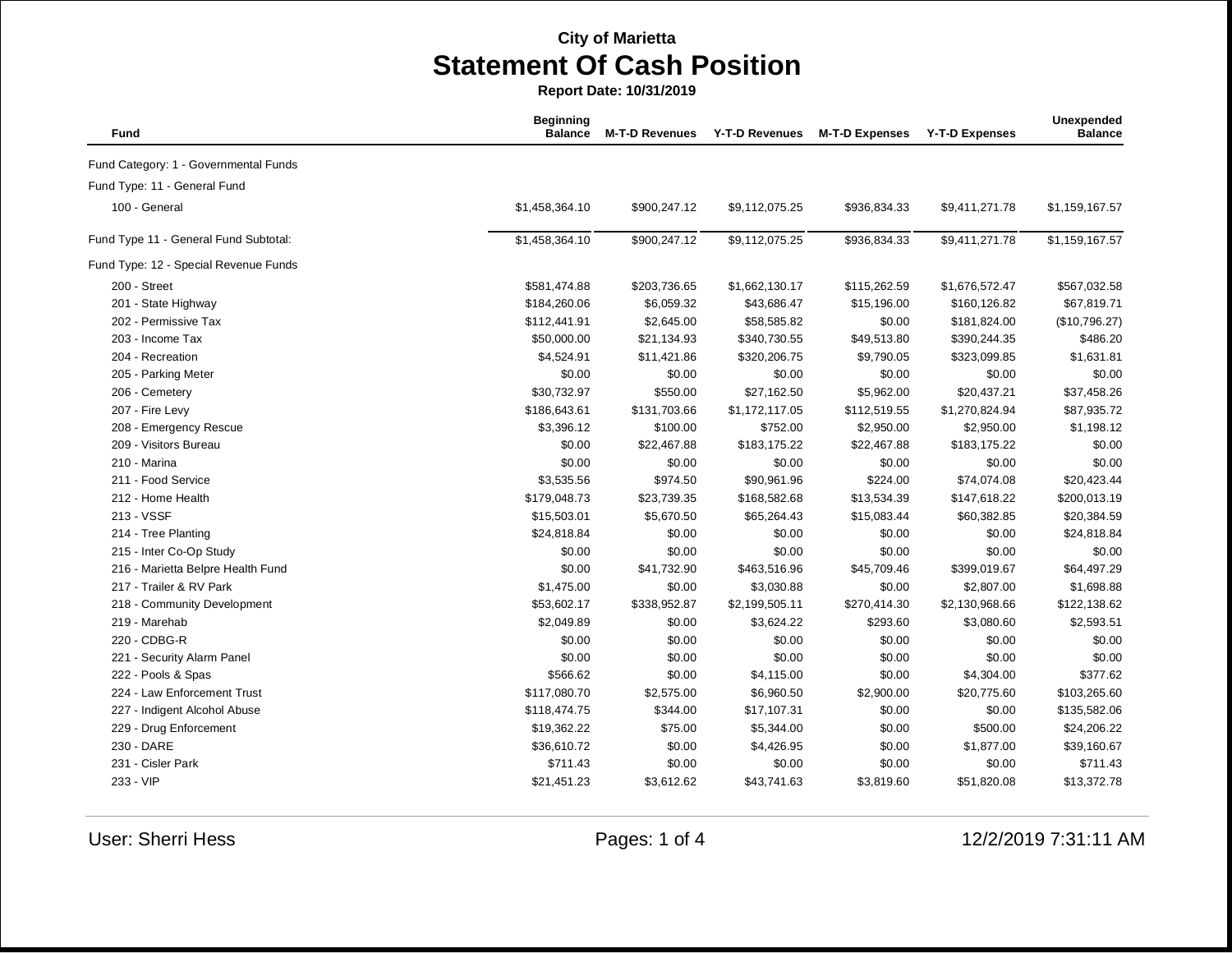**City of Marietta**

# Statement Of Cash Position

**Report Date: 10/31/2019**

| Fund | Beginning Balance | M-T-D Revenues | Y-T-D Revenues | M-T-D Expenses | Y-T-D Expenses | Unexpended Balance |
|---|---|---|---|---|---|---|
| Fund Category: 1 - Governmental Funds | | | | | | |
| Fund Type: 11 - General Fund | | | | | | |
| 100 - General | $1,458,364.10 | $900,247.12 | $9,112,075.25 | $936,834.33 | $9,411,271.78 | $1,159,167.57 |
| Fund Type 11 - General Fund Subtotal: | $1,458,364.10 | $900,247.12 | $9,112,075.25 | $936,834.33 | $9,411,271.78 | $1,159,167.57 |
| Fund Type: 12 - Special Revenue Funds | | | | | | |
| 200 - Street | $581,474.88 | $203,736.65 | $1,662,130.17 | $115,262.59 | $1,676,572.47 | $567,032.58 |
| 201 - State Highway | $184,260.06 | $6,059.32 | $43,686.47 | $15,196.00 | $160,126.82 | $67,819.71 |
| 202 - Permissive Tax | $112,441.91 | $2,645.00 | $58,585.82 | $0.00 | $181,824.00 | ($10,796.27) |
| 203 - Income Tax | $50,000.00 | $21,134.93 | $340,730.55 | $49,513.80 | $390,244.35 | $486.20 |
| 204 - Recreation | $4,524.91 | $11,421.86 | $320,206.75 | $9,790.05 | $323,099.85 | $1,631.81 |
| 205 - Parking Meter | $0.00 | $0.00 | $0.00 | $0.00 | $0.00 | $0.00 |
| 206 - Cemetery | $30,732.97 | $550.00 | $27,162.50 | $5,962.00 | $20,437.21 | $37,458.26 |
| 207 - Fire Levy | $186,643.61 | $131,703.66 | $1,172,117.05 | $112,519.55 | $1,270,824.94 | $87,935.72 |
| 208 - Emergency Rescue | $3,396.12 | $100.00 | $752.00 | $2,950.00 | $2,950.00 | $1,198.12 |
| 209 - Visitors Bureau | $0.00 | $22,467.88 | $183,175.22 | $22,467.88 | $183,175.22 | $0.00 |
| 210 - Marina | $0.00 | $0.00 | $0.00 | $0.00 | $0.00 | $0.00 |
| 211 - Food Service | $3,535.56 | $974.50 | $90,961.96 | $224.00 | $74,074.08 | $20,423.44 |
| 212 - Home Health | $179,048.73 | $23,739.35 | $168,582.68 | $13,534.39 | $147,618.22 | $200,013.19 |
| 213 - VSSF | $15,503.01 | $5,670.50 | $65,264.43 | $15,083.44 | $60,382.85 | $20,384.59 |
| 214 - Tree Planting | $24,818.84 | $0.00 | $0.00 | $0.00 | $0.00 | $24,818.84 |
| 215 - Inter Co-Op Study | $0.00 | $0.00 | $0.00 | $0.00 | $0.00 | $0.00 |
| 216 - Marietta Belpre Health Fund | $0.00 | $41,732.90 | $463,516.96 | $45,709.46 | $399,019.67 | $64,497.29 |
| 217 - Trailer & RV Park | $1,475.00 | $0.00 | $3,030.88 | $0.00 | $2,807.00 | $1,698.88 |
| 218 - Community Development | $53,602.17 | $338,952.87 | $2,199,505.11 | $270,414.30 | $2,130,968.66 | $122,138.62 |
| 219 - Marehab | $2,049.89 | $0.00 | $3,624.22 | $293.60 | $3,080.60 | $2,593.51 |
| 220 - CDBG-R | $0.00 | $0.00 | $0.00 | $0.00 | $0.00 | $0.00 |
| 221 - Security Alarm Panel | $0.00 | $0.00 | $0.00 | $0.00 | $0.00 | $0.00 |
| 222 - Pools & Spas | $566.62 | $0.00 | $4,115.00 | $0.00 | $4,304.00 | $377.62 |
| 224 - Law Enforcement Trust | $117,080.70 | $2,575.00 | $6,960.50 | $2,900.00 | $20,775.60 | $103,265.60 |
| 227 - Indigent Alcohol Abuse | $118,474.75 | $344.00 | $17,107.31 | $0.00 | $0.00 | $135,582.06 |
| 229 - Drug Enforcement | $19,362.22 | $75.00 | $5,344.00 | $0.00 | $500.00 | $24,206.22 |
| 230 - DARE | $36,610.72 | $0.00 | $4,426.95 | $0.00 | $1,877.00 | $39,160.67 |
| 231 - Cisler Park | $711.43 | $0.00 | $0.00 | $0.00 | $0.00 | $711.43 |
| 233 - VIP | $21,451.23 | $3,612.62 | $43,741.63 | $3,819.60 | $51,820.08 | $13,372.78 |

User: Sherri Hess

12/2/2019 7:31:11 AM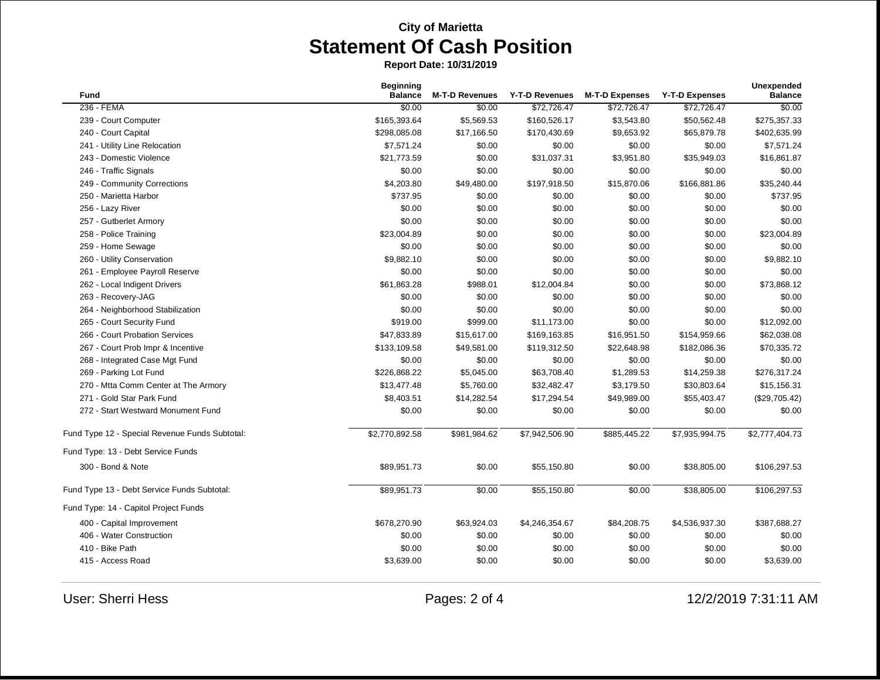City of Marietta

# Statement Of Cash Position

**Report Date: 10/31/2019**

| Fund | Beginning Balance | M-T-D Revenues | Y-T-D Revenues | M-T-D Expenses | Y-T-D Expenses | Unexpended Balance |
|---|---|---|---|---|---|---|
| 236 - FEMA | $0.00 | $0.00 | $72,726.47 | $72,726.47 | $72,726.47 | $0.00 |
| 239 - Court Computer | $165,393.64 | $5,569.53 | $160,526.17 | $3,543.80 | $50,562.48 | $275,357.33 |
| 240 - Court Capital | $298,085.08 | $17,166.50 | $170,430.69 | $9,653.92 | $65,879.78 | $402,635.99 |
| 241 - Utility Line Relocation | $7,571.24 | $0.00 | $0.00 | $0.00 | $0.00 | $7,571.24 |
| 243 - Domestic Violence | $21,773.59 | $0.00 | $31,037.31 | $3,951.80 | $35,949.03 | $16,861.87 |
| 246 - Traffic Signals | $0.00 | $0.00 | $0.00 | $0.00 | $0.00 | $0.00 |
| 249 - Community Corrections | $4,203.80 | $49,480.00 | $197,918.50 | $15,870.06 | $166,881.86 | $35,240.44 |
| 250 - Marietta Harbor | $737.95 | $0.00 | $0.00 | $0.00 | $0.00 | $737.95 |
| 256 - Lazy River | $0.00 | $0.00 | $0.00 | $0.00 | $0.00 | $0.00 |
| 257 - Gutberlet Armory | $0.00 | $0.00 | $0.00 | $0.00 | $0.00 | $0.00 |
| 258 - Police Training | $23,004.89 | $0.00 | $0.00 | $0.00 | $0.00 | $23,004.89 |
| 259 - Home Sewage | $0.00 | $0.00 | $0.00 | $0.00 | $0.00 | $0.00 |
| 260 - Utility Conservation | $9,882.10 | $0.00 | $0.00 | $0.00 | $0.00 | $9,882.10 |
| 261 - Employee Payroll Reserve | $0.00 | $0.00 | $0.00 | $0.00 | $0.00 | $0.00 |
| 262 - Local Indigent Drivers | $61,863.28 | $988.01 | $12,004.84 | $0.00 | $0.00 | $73,868.12 |
| 263 - Recovery-JAG | $0.00 | $0.00 | $0.00 | $0.00 | $0.00 | $0.00 |
| 264 - Neighborhood Stabilization | $0.00 | $0.00 | $0.00 | $0.00 | $0.00 | $0.00 |
| 265 - Court Security Fund | $919.00 | $999.00 | $11,173.00 | $0.00 | $0.00 | $12,092.00 |
| 266 - Court Probation Services | $47,833.89 | $15,617.00 | $169,163.85 | $16,951.50 | $154,959.66 | $62,038.08 |
| 267 - Court Prob Impr & Incentive | $133,109.58 | $49,581.00 | $119,312.50 | $22,648.98 | $182,086.36 | $70,335.72 |
| 268 - Integrated Case Mgt Fund | $0.00 | $0.00 | $0.00 | $0.00 | $0.00 | $0.00 |
| 269 - Parking Lot Fund | $226,868.22 | $5,045.00 | $63,708.40 | $1,289.53 | $14,259.38 | $276,317.24 |
| 270 - Mtta Comm Center at The Armory | $13,477.48 | $5,760.00 | $32,482.47 | $3,179.50 | $30,803.64 | $15,156.31 |
| 271 - Gold Star Park Fund | $8,403.51 | $14,282.54 | $17,294.54 | $49,989.00 | $55,403.47 | ($29,705.42) |
| 272 - Start Westward Monument Fund | $0.00 | $0.00 | $0.00 | $0.00 | $0.00 | $0.00 |
| Fund Type 12 - Special Revenue Funds Subtotal: | $2,770,892.58 | $981,984.62 | $7,942,506.90 | $885,445.22 | $7,935,994.75 | $2,777,404.73 |
| Fund Type: 13 - Debt Service Funds | | | | | | |
| 300 - Bond & Note | $89,951.73 | $0.00 | $55,150.80 | $0.00 | $38,805.00 | $106,297.53 |
| Fund Type 13 - Debt Service Funds Subtotal: | $89,951.73 | $0.00 | $55,150.80 | $0.00 | $38,805.00 | $106,297.53 |
| Fund Type: 14 - Capitol Project Funds | | | | | | |
| 400 - Capital Improvement | $678,270.90 | $63,924.03 | $4,246,354.67 | $84,208.75 | $4,536,937.30 | $387,688.27 |
| 406 - Water Construction | $0.00 | $0.00 | $0.00 | $0.00 | $0.00 | $0.00 |
| 410 - Bike Path | $0.00 | $0.00 | $0.00 | $0.00 | $0.00 | $0.00 |
| 415 - Access Road | $3,639.00 | $0.00 | $0.00 | $0.00 | $0.00 | $3,639.00 |

User: Sherri Hess

12/2/2019 7:31:11 AM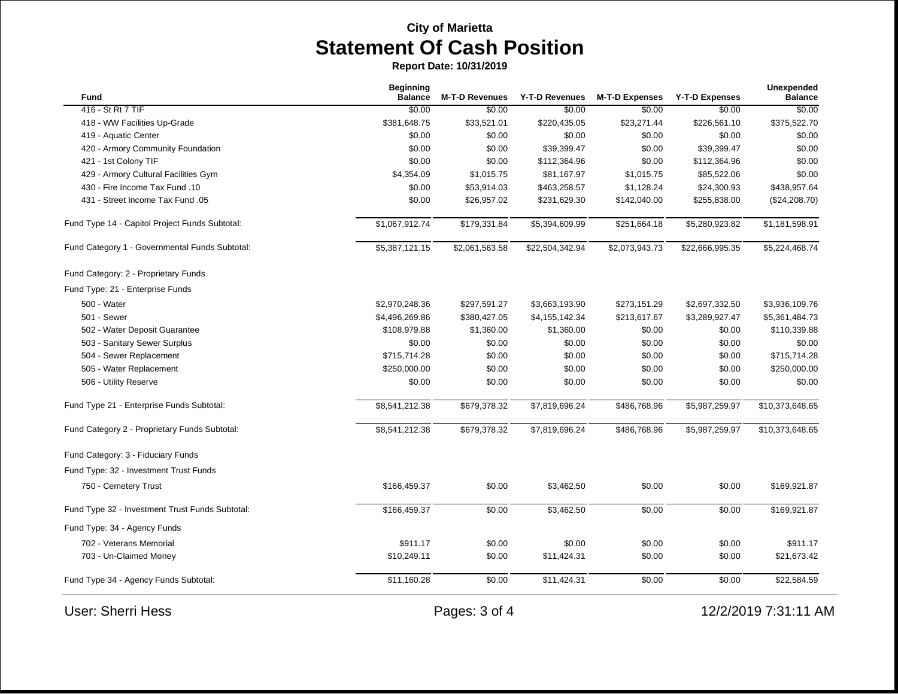City of Marietta

# Statement Of Cash Position

**Report Date: 10/31/2019**

| Fund | Beginning Balance | M-T-D Revenues | Y-T-D Revenues | M-T-D Expenses | Y-T-D Expenses | Unexpended Balance |
|---|---|---|---|---|---|---|
| 416 - St Rt 7 TIF | $0.00 | $0.00 | $0.00 | $0.00 | $0.00 | $0.00 |
| 418 - WW Facilities Up-Grade | $381,648.75 | $33,521.01 | $220,435.05 | $23,271.44 | $226,561.10 | $375,522.70 |
| 419 - Aquatic Center | $0.00 | $0.00 | $0.00 | $0.00 | $0.00 | $0.00 |
| 420 - Armory Community Foundation | $0.00 | $0.00 | $39,399.47 | $0.00 | $39,399.47 | $0.00 |
| 421 - 1st Colony TIF | $0.00 | $0.00 | $112,364.96 | $0.00 | $112,364.96 | $0.00 |
| 429 - Armory Cultural Facilities Gym | $4,354.09 | $1,015.75 | $81,167.97 | $1,015.75 | $85,522.06 | $0.00 |
| 430 - Fire Income Tax Fund .10 | $0.00 | $53,914.03 | $463,258.57 | $1,128.24 | $24,300.93 | $438,957.64 |
| 431 - Street Income Tax Fund .05 | $0.00 | $26,957.02 | $231,629.30 | $142,040.00 | $255,838.00 | ($24,208.70) |
| Fund Type 14 - Capitol Project Funds Subtotal: | $1,067,912.74 | $179,331.84 | $5,394,609.99 | $251,664.18 | $5,280,923.82 | $1,181,598.91 |
| Fund Category 1 - Governmental Funds Subtotal: | $5,387,121.15 | $2,061,563.58 | $22,504,342.94 | $2,073,943.73 | $22,666,995.35 | $5,224,468.74 |
| Fund Category: 2 - Proprietary Funds | | | | | | |
| Fund Type: 21 - Enterprise Funds | | | | | | |
| 500 - Water | $2,970,248.36 | $297,591.27 | $3,663,193.90 | $273,151.29 | $2,697,332.50 | $3,936,109.76 |
| 501 - Sewer | $4,496,269.86 | $380,427.05 | $4,155,142.34 | $213,617.67 | $3,289,927.47 | $5,361,484.73 |
| 502 - Water Deposit Guarantee | $108,979.88 | $1,360.00 | $1,360.00 | $0.00 | $0.00 | $110,339.88 |
| 503 - Sanitary Sewer Surplus | $0.00 | $0.00 | $0.00 | $0.00 | $0.00 | $0.00 |
| 504 - Sewer Replacement | $715,714.28 | $0.00 | $0.00 | $0.00 | $0.00 | $715,714.28 |
| 505 - Water Replacement | $250,000.00 | $0.00 | $0.00 | $0.00 | $0.00 | $250,000.00 |
| 506 - Utility Reserve | $0.00 | $0.00 | $0.00 | $0.00 | $0.00 | $0.00 |
| Fund Type 21 - Enterprise Funds Subtotal: | $8,541,212.38 | $679,378.32 | $7,819,696.24 | $486,768.96 | $5,987,259.97 | $10,373,648.65 |
| Fund Category 2 - Proprietary Funds Subtotal: | $8,541,212.38 | $679,378.32 | $7,819,696.24 | $486,768.96 | $5,987,259.97 | $10,373,648.65 |
| Fund Category: 3 - Fiduciary Funds | | | | | | |
| Fund Type: 32 - Investment Trust Funds | | | | | | |
| 750 - Cemetery Trust | $166,459.37 | $0.00 | $3,462.50 | $0.00 | $0.00 | $169,921.87 |
| Fund Type 32 - Investment Trust Funds Subtotal: | $166,459.37 | $0.00 | $3,462.50 | $0.00 | $0.00 | $169,921.87 |
| Fund Type: 34 - Agency Funds | | | | | | |
| 702 - Veterans Memorial | $911.17 | $0.00 | $0.00 | $0.00 | $0.00 | $911.17 |
| 703 - Un-Claimed Money | $10,249.11 | $0.00 | $11,424.31 | $0.00 | $0.00 | $21,673.42 |
| Fund Type 34 - Agency Funds Subtotal: | $11,160.28 | $0.00 | $11,424.31 | $0.00 | $0.00 | $22,584.59 |

User: Sherri Hess    12/2/2019 7:31:11 AM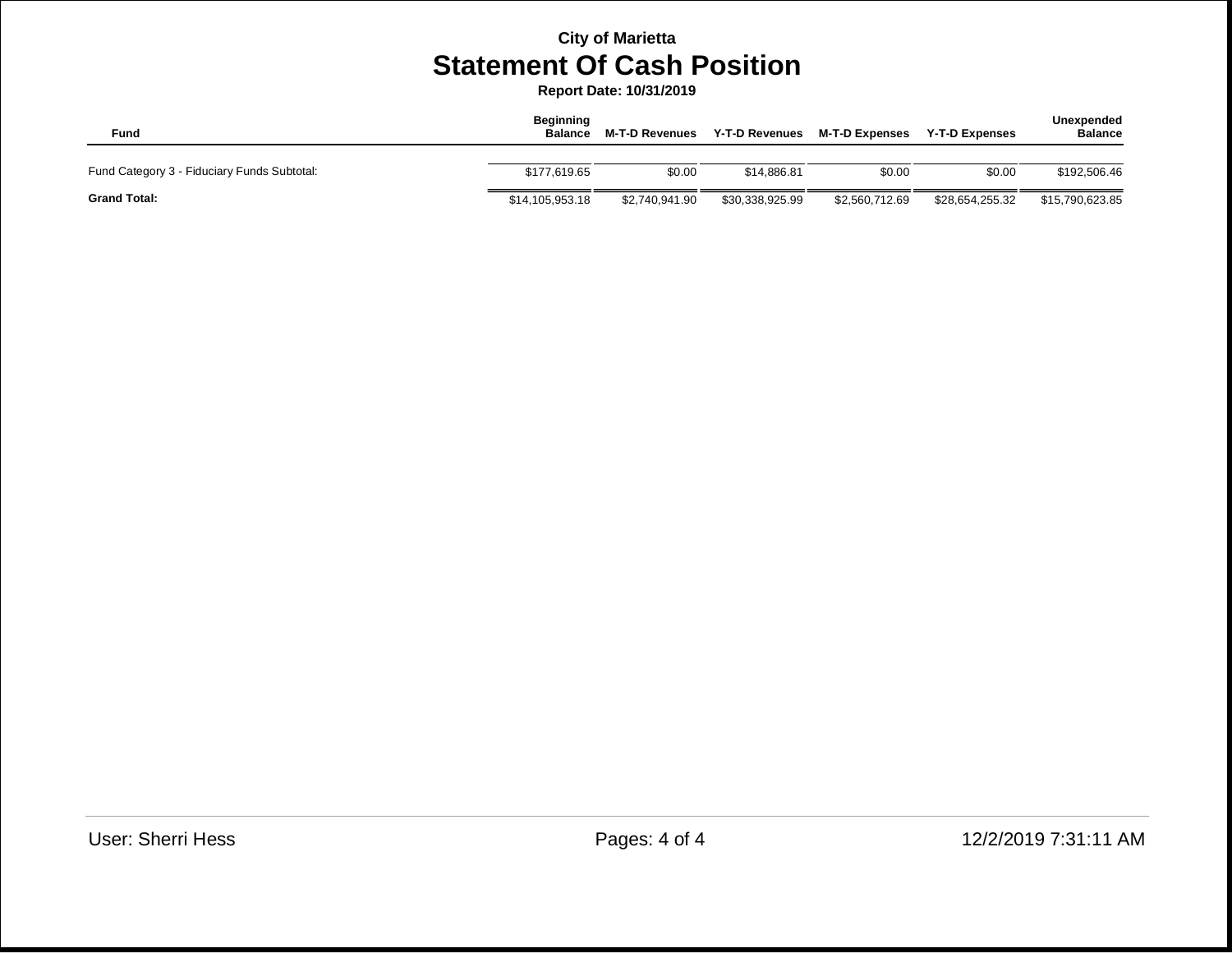City of Marietta

# Statement Of Cash Position

**Report Date: 10/31/2019**

| Fund | Beginning Balance | M-T-D Revenues | Y-T-D Revenues | M-T-D Expenses | Y-T-D Expenses | Unexpended Balance |
|---|---|---|---|---|---|---|
| Fund Category 3 - Fiduciary Funds Subtotal: | $177,619.65 | $0.00 | $14,886.81 | $0.00 | $0.00 | $192,506.46 |
| **Grand Total:** | $14,105,953.18 | $2,740,941.90 | $30,338,925.99 | $2,560,712.69 | $28,654,255.32 | $15,790,623.85 |

User: Sherri Hess

12/2/2019 7:31:11 AM